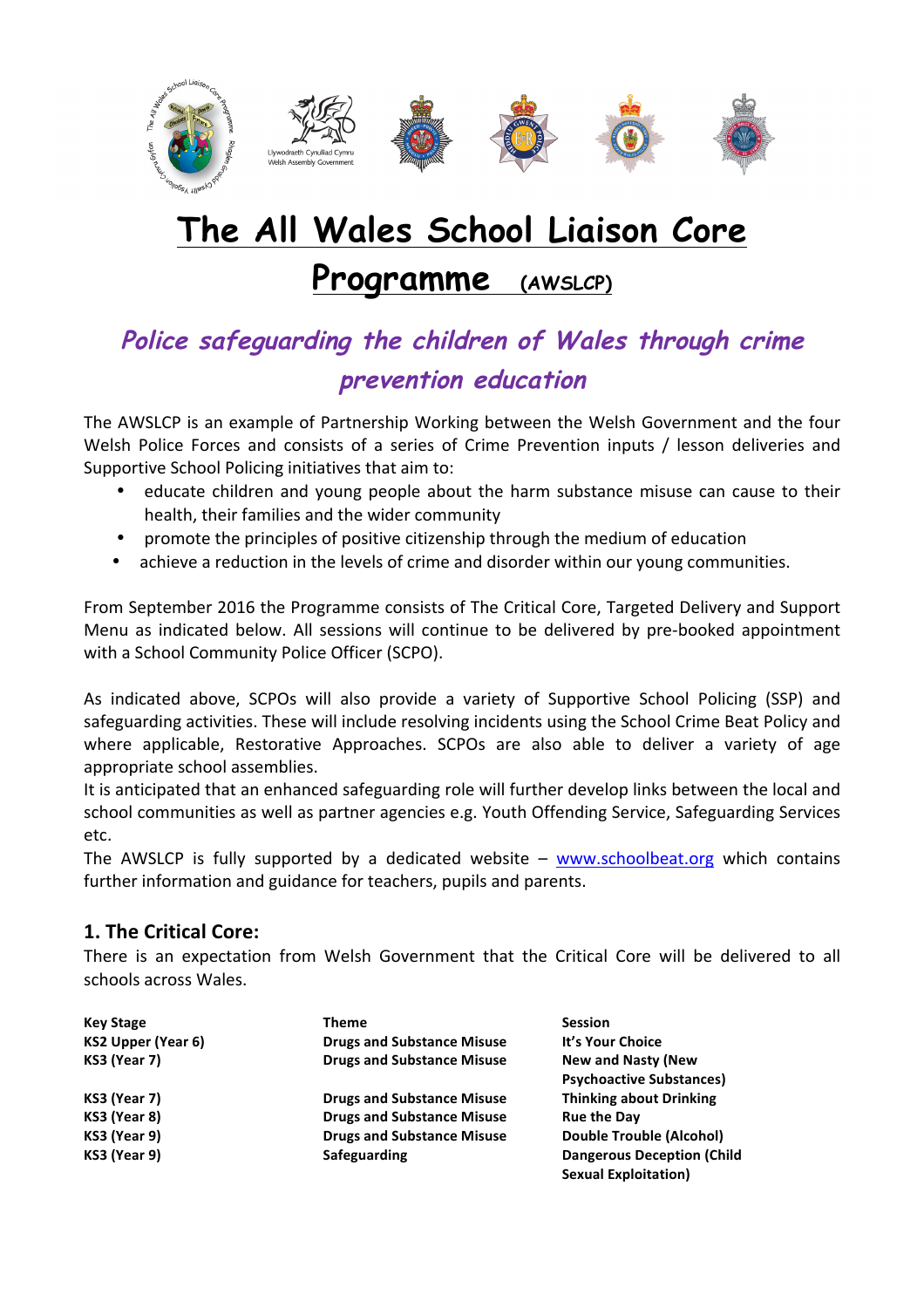# The All Wales School Liaison Core Programme (AWSLCP)

## *Police safeguarding the children of Wales through crime prevention education*

The AWSLCP is an example of Partnership Working between the Welsh Government and the four Welsh Police Forces and consists of a series of Crime Prevention inputs / lesson deliveries and Supportive School Policing initiatives that aim to:

- educate children and young people about the harm substance misuse can cause to their health, their families and the wider community
- promote the principles of positive citizenship through the medium of education
- achieve a reduction in the levels of crime and disorder within our young communities.

From September 2016 the Programme consists of The Critical Core, Targeted Delivery and Support Menu as indicated below. All sessions will continue to be delivered by pre-booked appointment with a School Community Police Officer (SCPO).

As indicated above, SCPOs will also provide a variety of Supportive School Policing (SSP) and safeguarding activities. These will include resolving incidents using the School Crime Beat Policy and where applicable, Restorative Approaches. SCPOs are also able to deliver a variety of age appropriate school assemblies.

It is anticipated that an enhanced safeguarding role will further develop links between the local and school communities as well as partner agencies e.g. Youth Offending Service, Safeguarding Services etc.

The AWSLCP is fully supported by a dedicated website – www.schoolbeat.org which contains further information and guidance for teachers, pupils and parents.

### 1. The Critical Core:

There is an expectation from Welsh Government that the Critical Core will be delivered to all schools across Wales.

| Key Stage | Theme | Session |
|---|---|---|
| KS2 Upper (Year 6) | Drugs and Substance Misuse | It's Your Choice |
| KS3 (Year 7) | Drugs and Substance Misuse | New and Nasty (New Psychoactive Substances) |
| KS3 (Year 7) | Drugs and Substance Misuse | Thinking about Drinking |
| KS3 (Year 8) | Drugs and Substance Misuse | Rue the Day |
| KS3 (Year 9) | Drugs and Substance Misuse | Double Trouble (Alcohol) |
| KS3 (Year 9) | Safeguarding | Dangerous Deception (Child Sexual Exploitation) |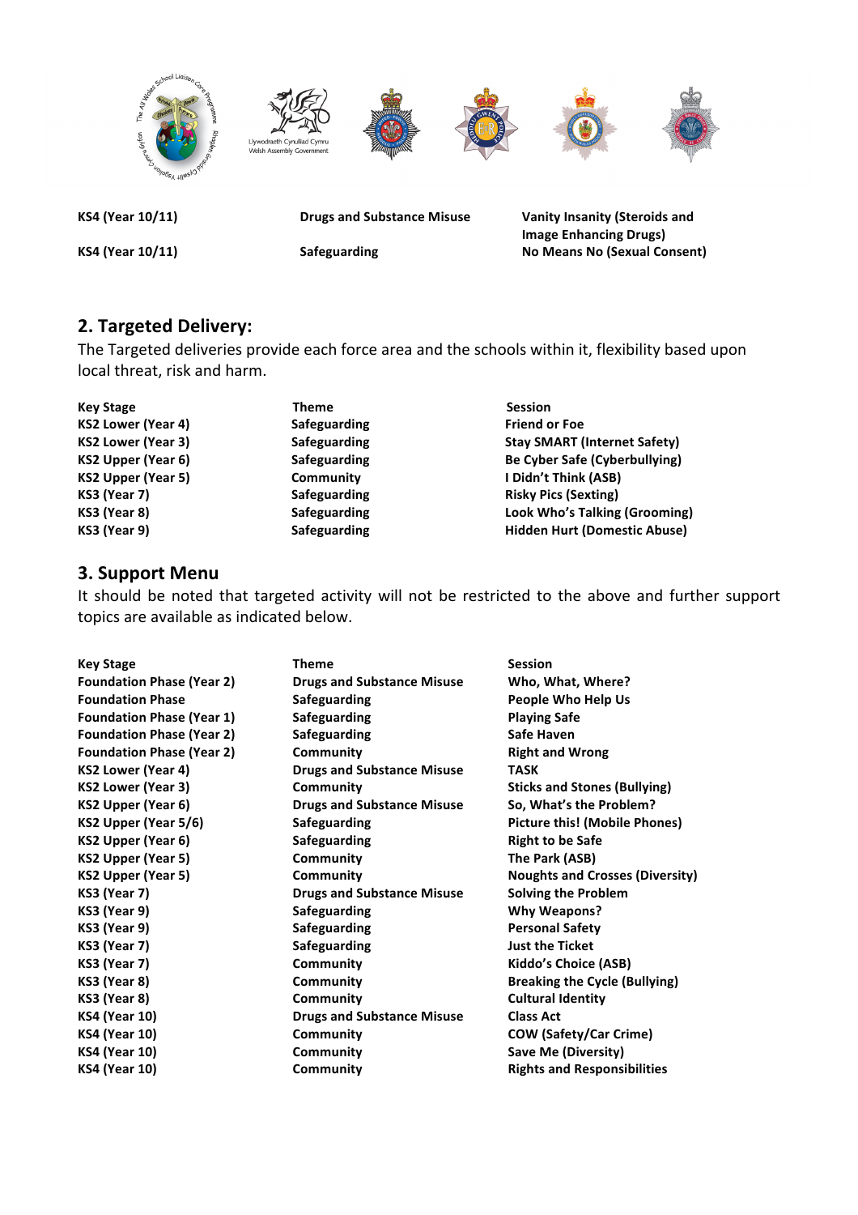| | | |
|---|---|---|
| **KS4 (Year 10/11)** | **Drugs and Substance Misuse** | **Vanity Insanity (Steroids and Image Enhancing Drugs)** |
| **KS4 (Year 10/11)** | **Safeguarding** | **No Means No (Sexual Consent)** |

## 2. Targeted Delivery:

The Targeted deliveries provide each force area and the schools within it, flexibility based upon local threat, risk and harm.

| Key Stage | Theme | Session |
|---|---|---|
| **KS2 Lower (Year 4)** | **Safeguarding** | **Friend or Foe** |
| **KS2 Lower (Year 3)** | **Safeguarding** | **Stay SMART (Internet Safety)** |
| **KS2 Upper (Year 6)** | **Safeguarding** | **Be Cyber Safe (Cyberbullying)** |
| **KS2 Upper (Year 5)** | **Community** | **I Didn't Think (ASB)** |
| **KS3 (Year 7)** | **Safeguarding** | **Risky Pics (Sexting)** |
| **KS3 (Year 8)** | **Safeguarding** | **Look Who's Talking (Grooming)** |
| **KS3 (Year 9)** | **Safeguarding** | **Hidden Hurt (Domestic Abuse)** |

## 3. Support Menu

It should be noted that targeted activity will not be restricted to the above and further support topics are available as indicated below.

| Key Stage | Theme | Session |
|---|---|---|
| **Foundation Phase (Year 2)** | **Drugs and Substance Misuse** | **Who, What, Where?** |
| **Foundation Phase** | **Safeguarding** | **People Who Help Us** |
| **Foundation Phase (Year 1)** | **Safeguarding** | **Playing Safe** |
| **Foundation Phase (Year 2)** | **Safeguarding** | **Safe Haven** |
| **Foundation Phase (Year 2)** | **Community** | **Right and Wrong** |
| **KS2 Lower (Year 4)** | **Drugs and Substance Misuse** | **TASK** |
| **KS2 Lower (Year 3)** | **Community** | **Sticks and Stones (Bullying)** |
| **KS2 Upper (Year 6)** | **Drugs and Substance Misuse** | **So, What's the Problem?** |
| **KS2 Upper (Year 5/6)** | **Safeguarding** | **Picture this! (Mobile Phones)** |
| **KS2 Upper (Year 6)** | **Safeguarding** | **Right to be Safe** |
| **KS2 Upper (Year 5)** | **Community** | **The Park (ASB)** |
| **KS2 Upper (Year 5)** | **Community** | **Noughts and Crosses (Diversity)** |
| **KS3 (Year 7)** | **Drugs and Substance Misuse** | **Solving the Problem** |
| **KS3 (Year 9)** | **Safeguarding** | **Why Weapons?** |
| **KS3 (Year 9)** | **Safeguarding** | **Personal Safety** |
| **KS3 (Year 7)** | **Safeguarding** | **Just the Ticket** |
| **KS3 (Year 7)** | **Community** | **Kiddo's Choice (ASB)** |
| **KS3 (Year 8)** | **Community** | **Breaking the Cycle (Bullying)** |
| **KS3 (Year 8)** | **Community** | **Cultural Identity** |
| **KS4 (Year 10)** | **Drugs and Substance Misuse** | **Class Act** |
| **KS4 (Year 10)** | **Community** | **COW (Safety/Car Crime)** |
| **KS4 (Year 10)** | **Community** | **Save Me (Diversity)** |
| **KS4 (Year 10)** | **Community** | **Rights and Responsibilities** |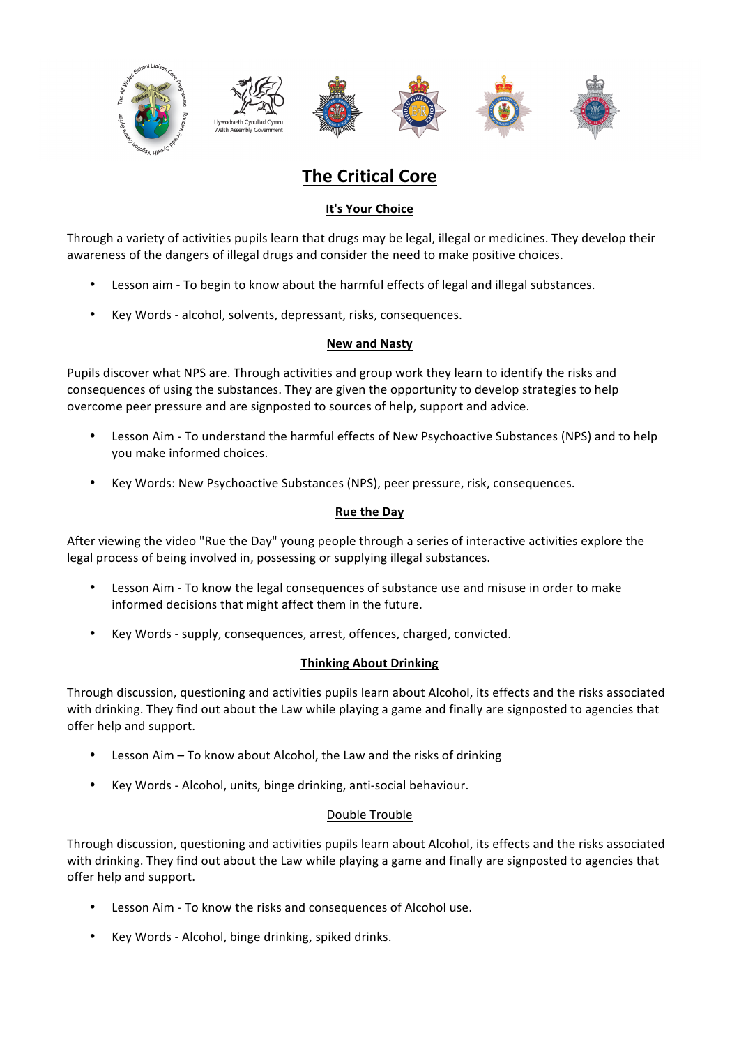# The Critical Core

## It's Your Choice

Through a variety of activities pupils learn that drugs may be legal, illegal or medicines. They develop their awareness of the dangers of illegal drugs and consider the need to make positive choices.

- Lesson aim - To begin to know about the harmful effects of legal and illegal substances.
- Key Words - alcohol, solvents, depressant, risks, consequences.

## New and Nasty

Pupils discover what NPS are. Through activities and group work they learn to identify the risks and consequences of using the substances. They are given the opportunity to develop strategies to help overcome peer pressure and are signposted to sources of help, support and advice.

- Lesson Aim - To understand the harmful effects of New Psychoactive Substances (NPS) and to help you make informed choices.
- Key Words: New Psychoactive Substances (NPS), peer pressure, risk, consequences.

## Rue the Day

After viewing the video "Rue the Day" young people through a series of interactive activities explore the legal process of being involved in, possessing or supplying illegal substances.

- Lesson Aim - To know the legal consequences of substance use and misuse in order to make informed decisions that might affect them in the future.
- Key Words - supply, consequences, arrest, offences, charged, convicted.

## Thinking About Drinking

Through discussion, questioning and activities pupils learn about Alcohol, its effects and the risks associated with drinking. They find out about the Law while playing a game and finally are signposted to agencies that offer help and support.

- Lesson Aim – To know about Alcohol, the Law and the risks of drinking
- Key Words - Alcohol, units, binge drinking, anti-social behaviour.

## Double Trouble

Through discussion, questioning and activities pupils learn about Alcohol, its effects and the risks associated with drinking. They find out about the Law while playing a game and finally are signposted to agencies that offer help and support.

- Lesson Aim - To know the risks and consequences of Alcohol use.
- Key Words - Alcohol, binge drinking, spiked drinks.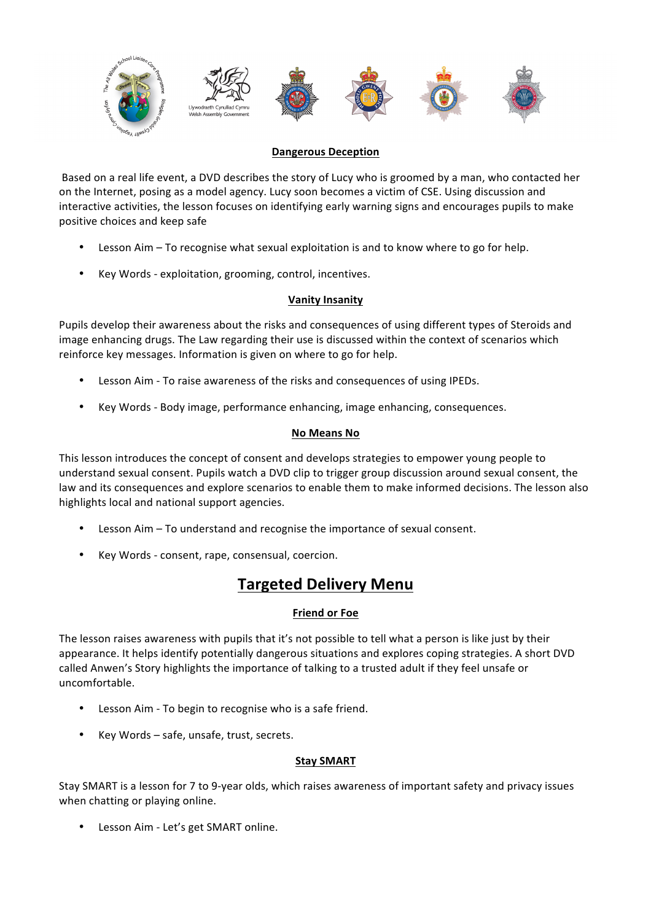### Dangerous Deception

Based on a real life event, a DVD describes the story of Lucy who is groomed by a man, who contacted her on the Internet, posing as a model agency. Lucy soon becomes a victim of CSE. Using discussion and interactive activities, the lesson focuses on identifying early warning signs and encourages pupils to make positive choices and keep safe

- Lesson Aim – To recognise what sexual exploitation is and to know where to go for help.
- Key Words - exploitation, grooming, control, incentives.

### Vanity Insanity

Pupils develop their awareness about the risks and consequences of using different types of Steroids and image enhancing drugs. The Law regarding their use is discussed within the context of scenarios which reinforce key messages. Information is given on where to go for help.

- Lesson Aim - To raise awareness of the risks and consequences of using IPEDs.
- Key Words - Body image, performance enhancing, image enhancing, consequences.

### No Means No

This lesson introduces the concept of consent and develops strategies to empower young people to understand sexual consent. Pupils watch a DVD clip to trigger group discussion around sexual consent, the law and its consequences and explore scenarios to enable them to make informed decisions. The lesson also highlights local and national support agencies.

- Lesson Aim – To understand and recognise the importance of sexual consent.
- Key Words - consent, rape, consensual, coercion.

## Targeted Delivery Menu

### Friend or Foe

The lesson raises awareness with pupils that it's not possible to tell what a person is like just by their appearance. It helps identify potentially dangerous situations and explores coping strategies. A short DVD called Anwen's Story highlights the importance of talking to a trusted adult if they feel unsafe or uncomfortable.

- Lesson Aim - To begin to recognise who is a safe friend.
- Key Words – safe, unsafe, trust, secrets.

### Stay SMART

Stay SMART is a lesson for 7 to 9-year olds, which raises awareness of important safety and privacy issues when chatting or playing online.

- Lesson Aim - Let's get SMART online.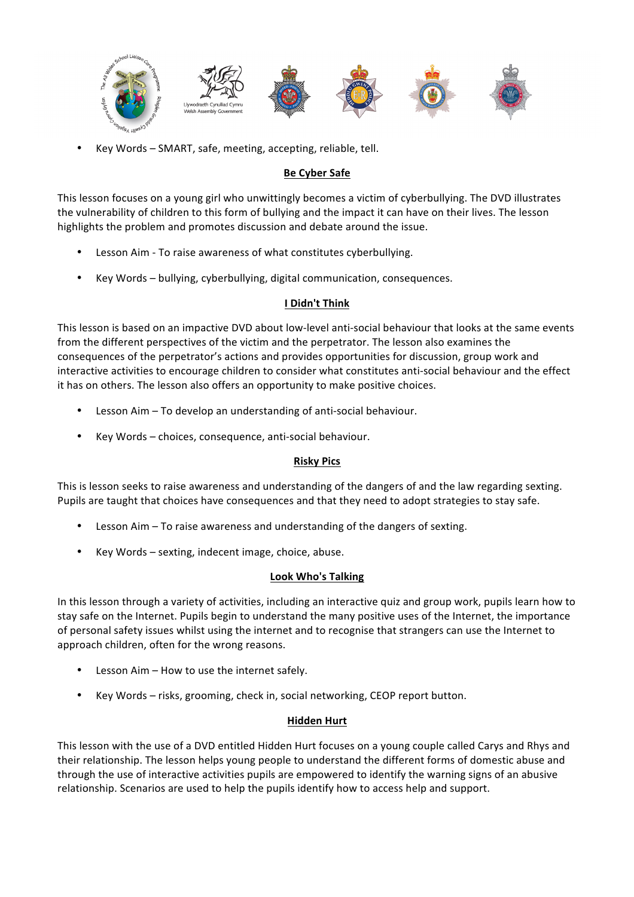- Key Words – SMART, safe, meeting, accepting, reliable, tell.

**Be Cyber Safe**

This lesson focuses on a young girl who unwittingly becomes a victim of cyberbullying. The DVD illustrates the vulnerability of children to this form of bullying and the impact it can have on their lives. The lesson highlights the problem and promotes discussion and debate around the issue.

- Lesson Aim - To raise awareness of what constitutes cyberbullying.
- Key Words – bullying, cyberbullying, digital communication, consequences.

**I Didn't Think**

This lesson is based on an impactive DVD about low-level anti-social behaviour that looks at the same events from the different perspectives of the victim and the perpetrator. The lesson also examines the consequences of the perpetrator's actions and provides opportunities for discussion, group work and interactive activities to encourage children to consider what constitutes anti-social behaviour and the effect it has on others. The lesson also offers an opportunity to make positive choices.

- Lesson Aim – To develop an understanding of anti-social behaviour.
- Key Words – choices, consequence, anti-social behaviour.

**Risky Pics**

This is lesson seeks to raise awareness and understanding of the dangers of and the law regarding sexting. Pupils are taught that choices have consequences and that they need to adopt strategies to stay safe.

- Lesson Aim – To raise awareness and understanding of the dangers of sexting.
- Key Words – sexting, indecent image, choice, abuse.

**Look Who's Talking**

In this lesson through a variety of activities, including an interactive quiz and group work, pupils learn how to stay safe on the Internet. Pupils begin to understand the many positive uses of the Internet, the importance of personal safety issues whilst using the internet and to recognise that strangers can use the Internet to approach children, often for the wrong reasons.

- Lesson Aim – How to use the internet safely.
- Key Words – risks, grooming, check in, social networking, CEOP report button.

**Hidden Hurt**

This lesson with the use of a DVD entitled Hidden Hurt focuses on a young couple called Carys and Rhys and their relationship. The lesson helps young people to understand the different forms of domestic abuse and through the use of interactive activities pupils are empowered to identify the warning signs of an abusive relationship. Scenarios are used to help the pupils identify how to access help and support.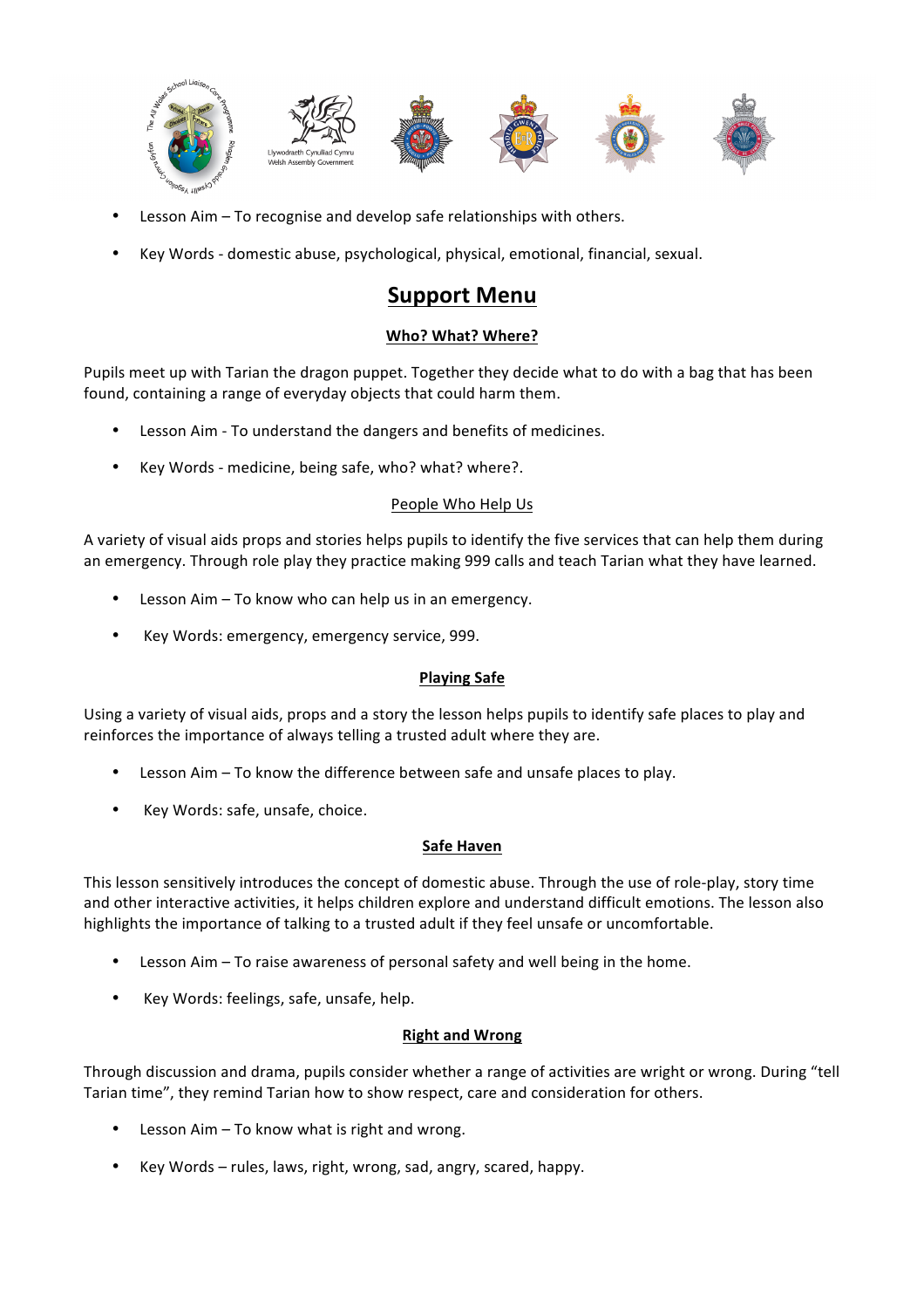- Lesson Aim – To recognise and develop safe relationships with others.
- Key Words - domestic abuse, psychological, physical, emotional, financial, sexual.

# Support Menu

## Who? What? Where?

Pupils meet up with Tarian the dragon puppet. Together they decide what to do with a bag that has been found, containing a range of everyday objects that could harm them.

- Lesson Aim - To understand the dangers and benefits of medicines.
- Key Words - medicine, being safe, who? what? where?.

## People Who Help Us

A variety of visual aids props and stories helps pupils to identify the five services that can help them during an emergency. Through role play they practice making 999 calls and teach Tarian what they have learned.

- Lesson Aim – To know who can help us in an emergency.
- Key Words: emergency, emergency service, 999.

## Playing Safe

Using a variety of visual aids, props and a story the lesson helps pupils to identify safe places to play and reinforces the importance of always telling a trusted adult where they are.

- Lesson Aim – To know the difference between safe and unsafe places to play.
- Key Words: safe, unsafe, choice.

## Safe Haven

This lesson sensitively introduces the concept of domestic abuse. Through the use of role-play, story time and other interactive activities, it helps children explore and understand difficult emotions. The lesson also highlights the importance of talking to a trusted adult if they feel unsafe or uncomfortable.

- Lesson Aim – To raise awareness of personal safety and well being in the home.
- Key Words: feelings, safe, unsafe, help.

## Right and Wrong

Through discussion and drama, pupils consider whether a range of activities are wright or wrong. During "tell Tarian time", they remind Tarian how to show respect, care and consideration for others.

- Lesson Aim – To know what is right and wrong.
- Key Words – rules, laws, right, wrong, sad, angry, scared, happy.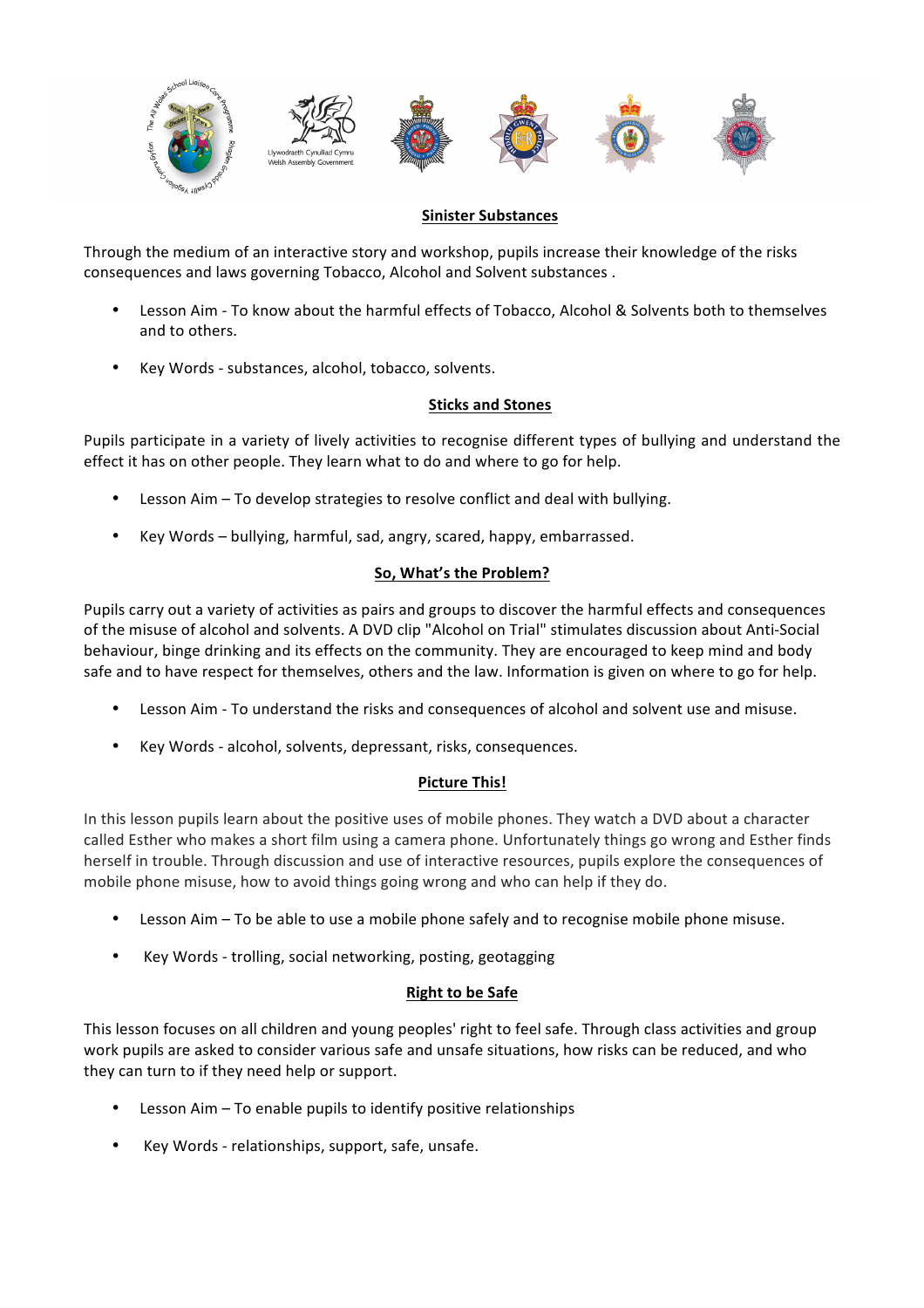## Sinister Substances

Through the medium of an interactive story and workshop, pupils increase their knowledge of the risks consequences and laws governing Tobacco, Alcohol and Solvent substances .

- Lesson Aim - To know about the harmful effects of Tobacco, Alcohol & Solvents both to themselves and to others.
- Key Words - substances, alcohol, tobacco, solvents.

## Sticks and Stones

Pupils participate in a variety of lively activities to recognise different types of bullying and understand the effect it has on other people. They learn what to do and where to go for help.

- Lesson Aim – To develop strategies to resolve conflict and deal with bullying.
- Key Words – bullying, harmful, sad, angry, scared, happy, embarrassed.

## So, What's the Problem?

Pupils carry out a variety of activities as pairs and groups to discover the harmful effects and consequences of the misuse of alcohol and solvents. A DVD clip "Alcohol on Trial" stimulates discussion about Anti-Social behaviour, binge drinking and its effects on the community. They are encouraged to keep mind and body safe and to have respect for themselves, others and the law. Information is given on where to go for help.

- Lesson Aim - To understand the risks and consequences of alcohol and solvent use and misuse.
- Key Words - alcohol, solvents, depressant, risks, consequences.

## Picture This!

In this lesson pupils learn about the positive uses of mobile phones. They watch a DVD about a character called Esther who makes a short film using a camera phone. Unfortunately things go wrong and Esther finds herself in trouble. Through discussion and use of interactive resources, pupils explore the consequences of mobile phone misuse, how to avoid things going wrong and who can help if they do.

- Lesson Aim – To be able to use a mobile phone safely and to recognise mobile phone misuse.
- Key Words - trolling, social networking, posting, geotagging

## Right to be Safe

This lesson focuses on all children and young peoples' right to feel safe. Through class activities and group work pupils are asked to consider various safe and unsafe situations, how risks can be reduced, and who they can turn to if they need help or support.

- Lesson Aim – To enable pupils to identify positive relationships
- Key Words - relationships, support, safe, unsafe.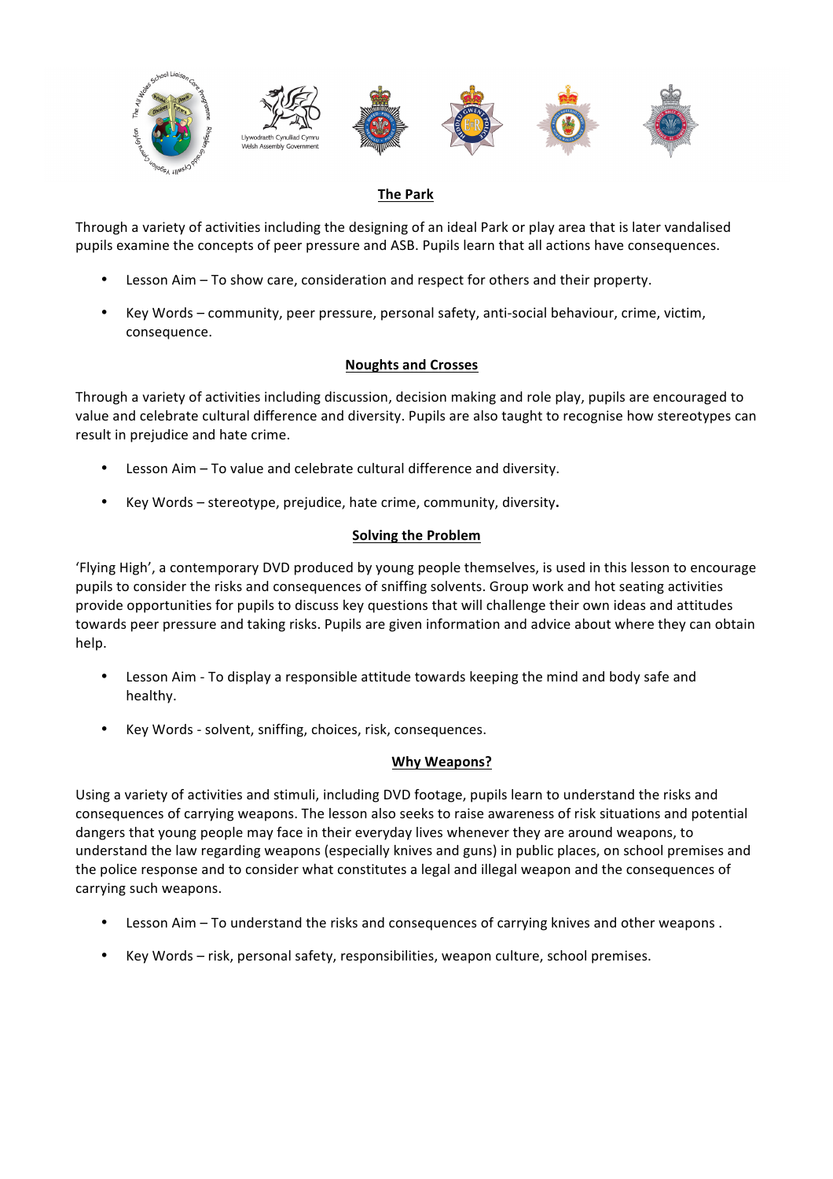## The Park

Through a variety of activities including the designing of an ideal Park or play area that is later vandalised pupils examine the concepts of peer pressure and ASB. Pupils learn that all actions have consequences.

- Lesson Aim – To show care, consideration and respect for others and their property.
- Key Words – community, peer pressure, personal safety, anti-social behaviour, crime, victim, consequence.

## Noughts and Crosses

Through a variety of activities including discussion, decision making and role play, pupils are encouraged to value and celebrate cultural difference and diversity. Pupils are also taught to recognise how stereotypes can result in prejudice and hate crime.

- Lesson Aim – To value and celebrate cultural difference and diversity.
- Key Words – stereotype, prejudice, hate crime, community, diversity.

## Solving the Problem

'Flying High', a contemporary DVD produced by young people themselves, is used in this lesson to encourage pupils to consider the risks and consequences of sniffing solvents. Group work and hot seating activities provide opportunities for pupils to discuss key questions that will challenge their own ideas and attitudes towards peer pressure and taking risks. Pupils are given information and advice about where they can obtain help.

- Lesson Aim - To display a responsible attitude towards keeping the mind and body safe and healthy.
- Key Words - solvent, sniffing, choices, risk, consequences.

## Why Weapons?

Using a variety of activities and stimuli, including DVD footage, pupils learn to understand the risks and consequences of carrying weapons. The lesson also seeks to raise awareness of risk situations and potential dangers that young people may face in their everyday lives whenever they are around weapons, to understand the law regarding weapons (especially knives and guns) in public places, on school premises and the police response and to consider what constitutes a legal and illegal weapon and the consequences of carrying such weapons.

- Lesson Aim – To understand the risks and consequences of carrying knives and other weapons .
- Key Words – risk, personal safety, responsibilities, weapon culture, school premises.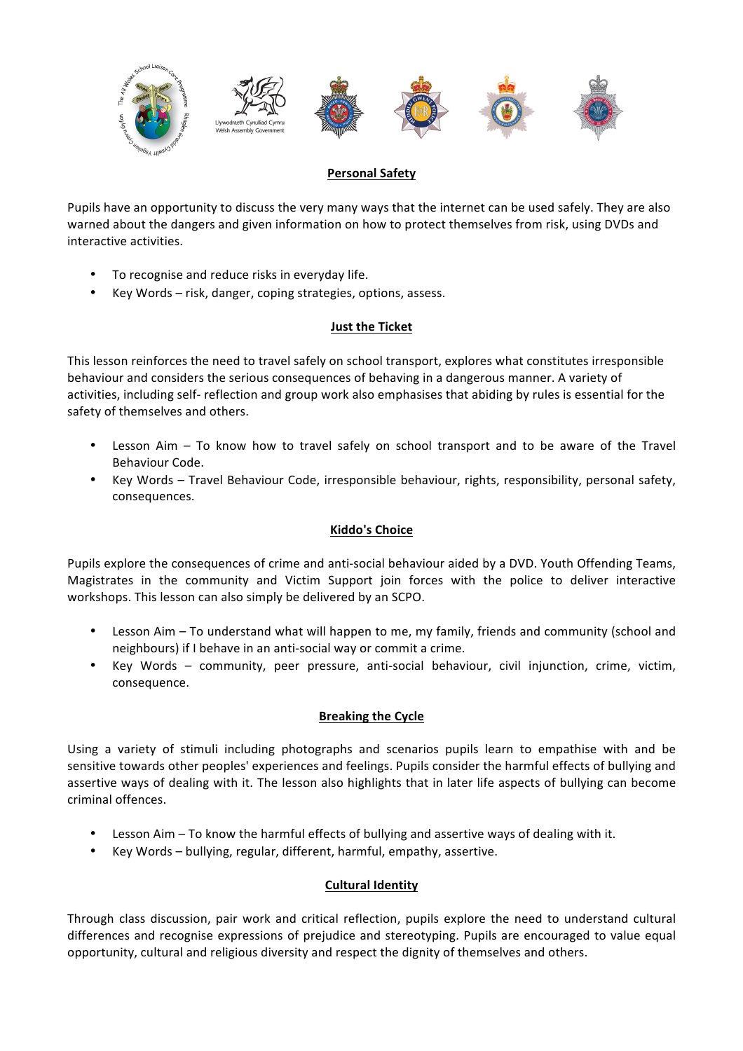## Personal Safety

Pupils have an opportunity to discuss the very many ways that the internet can be used safely. They are also warned about the dangers and given information on how to protect themselves from risk, using DVDs and interactive activities.

- To recognise and reduce risks in everyday life.
- Key Words – risk, danger, coping strategies, options, assess.

## Just the Ticket

This lesson reinforces the need to travel safely on school transport, explores what constitutes irresponsible behaviour and considers the serious consequences of behaving in a dangerous manner. A variety of activities, including self- reflection and group work also emphasises that abiding by rules is essential for the safety of themselves and others.

- Lesson Aim – To know how to travel safely on school transport and to be aware of the Travel Behaviour Code.
- Key Words – Travel Behaviour Code, irresponsible behaviour, rights, responsibility, personal safety, consequences.

## Kiddo's Choice

Pupils explore the consequences of crime and anti-social behaviour aided by a DVD. Youth Offending Teams, Magistrates in the community and Victim Support join forces with the police to deliver interactive workshops. This lesson can also simply be delivered by an SCPO.

- Lesson Aim – To understand what will happen to me, my family, friends and community (school and neighbours) if I behave in an anti-social way or commit a crime.
- Key Words – community, peer pressure, anti-social behaviour, civil injunction, crime, victim, consequence.

## Breaking the Cycle

Using a variety of stimuli including photographs and scenarios pupils learn to empathise with and be sensitive towards other peoples' experiences and feelings. Pupils consider the harmful effects of bullying and assertive ways of dealing with it. The lesson also highlights that in later life aspects of bullying can become criminal offences.

- Lesson Aim – To know the harmful effects of bullying and assertive ways of dealing with it.
- Key Words – bullying, regular, different, harmful, empathy, assertive.

## Cultural Identity

Through class discussion, pair work and critical reflection, pupils explore the need to understand cultural differences and recognise expressions of prejudice and stereotyping. Pupils are encouraged to value equal opportunity, cultural and religious diversity and respect the dignity of themselves and others.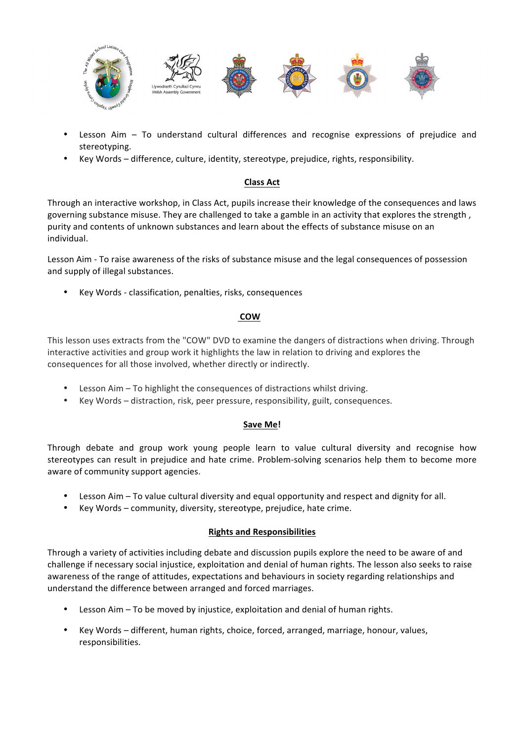- Lesson Aim – To understand cultural differences and recognise expressions of prejudice and stereotyping.
- Key Words – difference, culture, identity, stereotype, prejudice, rights, responsibility.

## Class Act

Through an interactive workshop, in Class Act, pupils increase their knowledge of the consequences and laws governing substance misuse. They are challenged to take a gamble in an activity that explores the strength , purity and contents of unknown substances and learn about the effects of substance misuse on an individual.

Lesson Aim - To raise awareness of the risks of substance misuse and the legal consequences of possession and supply of illegal substances.

- Key Words - classification, penalties, risks, consequences

## COW

This lesson uses extracts from the "COW" DVD to examine the dangers of distractions when driving. Through interactive activities and group work it highlights the law in relation to driving and explores the consequences for all those involved, whether directly or indirectly.

- Lesson Aim – To highlight the consequences of distractions whilst driving.
- Key Words – distraction, risk, peer pressure, responsibility, guilt, consequences.

## Save Me!

Through debate and group work young people learn to value cultural diversity and recognise how stereotypes can result in prejudice and hate crime. Problem-solving scenarios help them to become more aware of community support agencies.

- Lesson Aim – To value cultural diversity and equal opportunity and respect and dignity for all.
- Key Words – community, diversity, stereotype, prejudice, hate crime.

## Rights and Responsibilities

Through a variety of activities including debate and discussion pupils explore the need to be aware of and challenge if necessary social injustice, exploitation and denial of human rights. The lesson also seeks to raise awareness of the range of attitudes, expectations and behaviours in society regarding relationships and understand the difference between arranged and forced marriages.

- Lesson Aim – To be moved by injustice, exploitation and denial of human rights.
- Key Words – different, human rights, choice, forced, arranged, marriage, honour, values, responsibilities.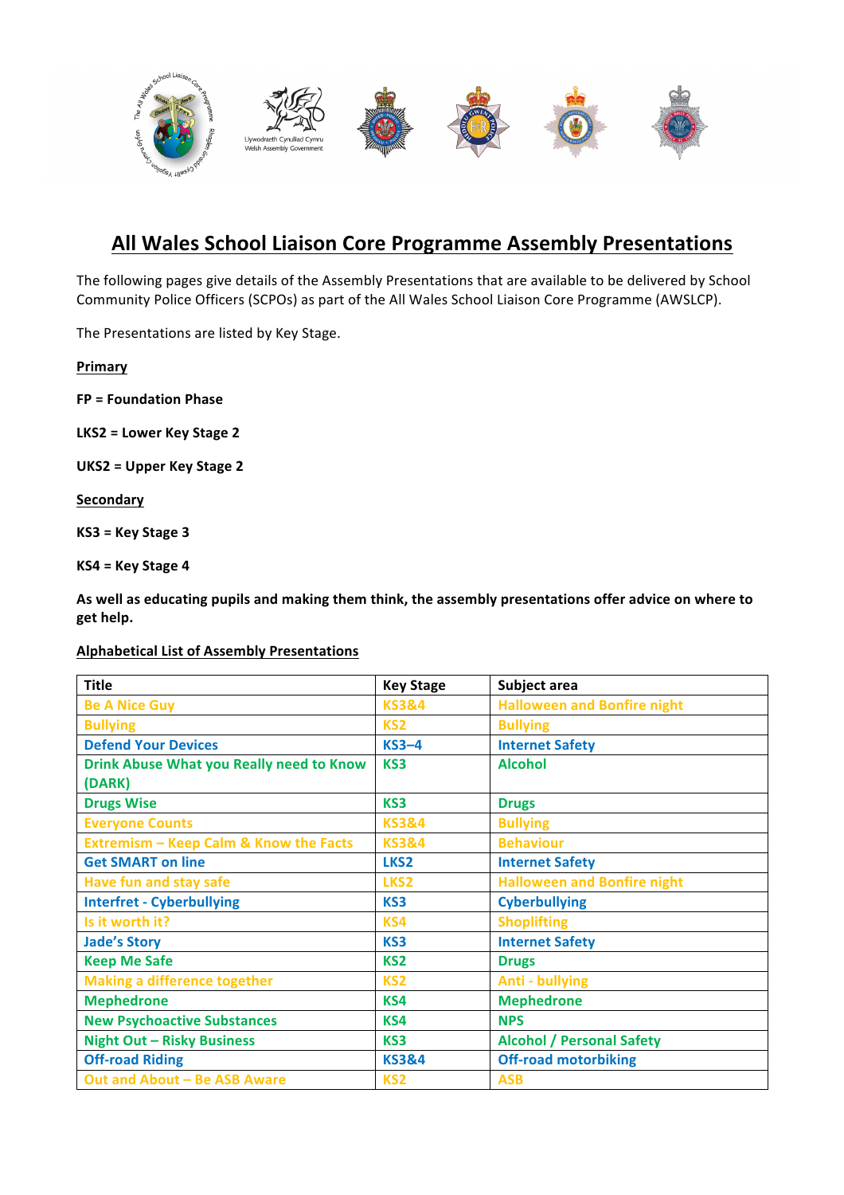## All Wales School Liaison Core Programme Assembly Presentations

The following pages give details of the Assembly Presentations that are available to be delivered by School Community Police Officers (SCPOs) as part of the All Wales School Liaison Core Programme (AWSLCP).

The Presentations are listed by Key Stage.

**Primary**

**FP = Foundation Phase**

**LKS2 = Lower Key Stage 2**

**UKS2 = Upper Key Stage 2**

**Secondary**

**KS3 = Key Stage 3**

**KS4 = Key Stage 4**

**As well as educating pupils and making them think, the assembly presentations offer advice on where to get help.**

**Alphabetical List of Assembly Presentations**

| Title | Key Stage | Subject area |
|---|---|---|
| Be A Nice Guy | KS3&4 | Halloween and Bonfire night |
| Bullying | KS2 | Bullying |
| Defend Your Devices | KS3–4 | Internet Safety |
| Drink Abuse What you Really need to Know (DARK) | KS3 | Alcohol |
| Drugs Wise | KS3 | Drugs |
| Everyone Counts | KS3&4 | Bullying |
| Extremism – Keep Calm & Know the Facts | KS3&4 | Behaviour |
| Get SMART on line | LKS2 | Internet Safety |
| Have fun and stay safe | LKS2 | Halloween and Bonfire night |
| Interfret - Cyberbullying | KS3 | Cyberbullying |
| Is it worth it? | KS4 | Shoplifting |
| Jade's Story | KS3 | Internet Safety |
| Keep Me Safe | KS2 | Drugs |
| Making a difference together | KS2 | Anti - bullying |
| Mephedrone | KS4 | Mephedrone |
| New Psychoactive Substances | KS4 | NPS |
| Night Out – Risky Business | KS3 | Alcohol / Personal Safety |
| Off-road Riding | KS3&4 | Off-road motorbiking |
| Out and About – Be ASB Aware | KS2 | ASB |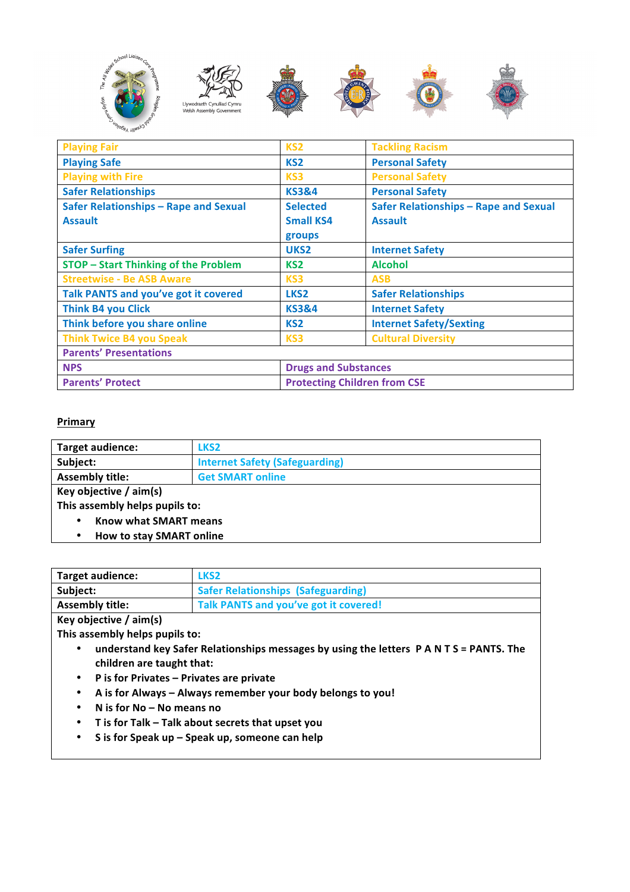| Playing Fair | KS2 | Tackling Racism |
|---|---|---|
| Playing Safe | KS2 | Personal Safety |
| Playing with Fire | KS3 | Personal Safety |
| Safer Relationships | KS3&4 | Personal Safety |
| Safer Relationships – Rape and Sexual Assault | Selected Small KS4 groups | Safer Relationships – Rape and Sexual Assault |
| Safer Surfing | UKS2 | Internet Safety |
| STOP – Start Thinking of the Problem | KS2 | Alcohol |
| Streetwise - Be ASB Aware | KS3 | ASB |
| Talk PANTS and you've got it covered | LKS2 | Safer Relationships |
| Think B4 you Click | KS3&4 | Internet Safety |
| Think before you share online | KS2 | Internet Safety/Sexting |
| Think Twice B4 you Speak | KS3 | Cultural Diversity |
| Parents' Presentations | | |
| NPS | Drugs and Substances | |
| Parents' Protect | Protecting Children from CSE | |

**Primary**

| Target audience: | LKS2 |
|---|---|
| Subject: | Internet Safety (Safeguarding) |
| Assembly title: | Get SMART online |

**Key objective / aim(s)**

**This assembly helps pupils to:**

- Know what SMART means
- How to stay SMART online

| Target audience: | LKS2 |
|---|---|
| Subject: | Safer Relationships (Safeguarding) |
| Assembly title: | Talk PANTS and you've got it covered! |

**Key objective / aim(s)**

**This assembly helps pupils to:**

- understand key Safer Relationships messages by using the letters P A N T S = PANTS. The children are taught that:
- P is for Privates – Privates are private
- A is for Always – Always remember your body belongs to you!
- N is for No – No means no
- T is for Talk – Talk about secrets that upset you
- S is for Speak up – Speak up, someone can help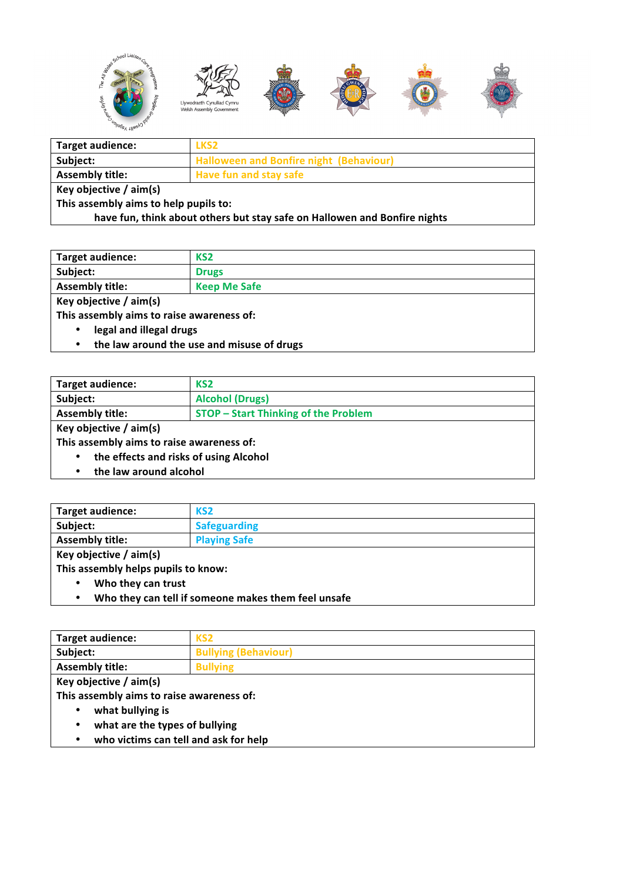| Target audience: | LKS2 |
|---|---|
| Subject: | Halloween and Bonfire night (Behaviour) |
| Assembly title: | Have fun and stay safe |

**Key objective / aim(s)**

**This assembly aims to help pupils to:**

**have fun, think about others but stay safe on Hallowen and Bonfire nights**

| Target audience: | KS2 |
|---|---|
| Subject: | Drugs |
| Assembly title: | Keep Me Safe |

**Key objective / aim(s)**

**This assembly aims to raise awareness of:**

- **legal and illegal drugs**
- **the law around the use and misuse of drugs**

| Target audience: | KS2 |
|---|---|
| Subject: | Alcohol (Drugs) |
| Assembly title: | STOP – Start Thinking of the Problem |

**Key objective / aim(s)**

**This assembly aims to raise awareness of:**

- **the effects and risks of using Alcohol**
- **the law around alcohol**

| Target audience: | KS2 |
|---|---|
| Subject: | Safeguarding |
| Assembly title: | Playing Safe |

**Key objective / aim(s)**

**This assembly helps pupils to know:**

- **Who they can trust**
- **Who they can tell if someone makes them feel unsafe**

| Target audience: | KS2 |
|---|---|
| Subject: | Bullying (Behaviour) |
| Assembly title: | Bullying |

**Key objective / aim(s)**

**This assembly aims to raise awareness of:**

- **what bullying is**
- **what are the types of bullying**
- **who victims can tell and ask for help**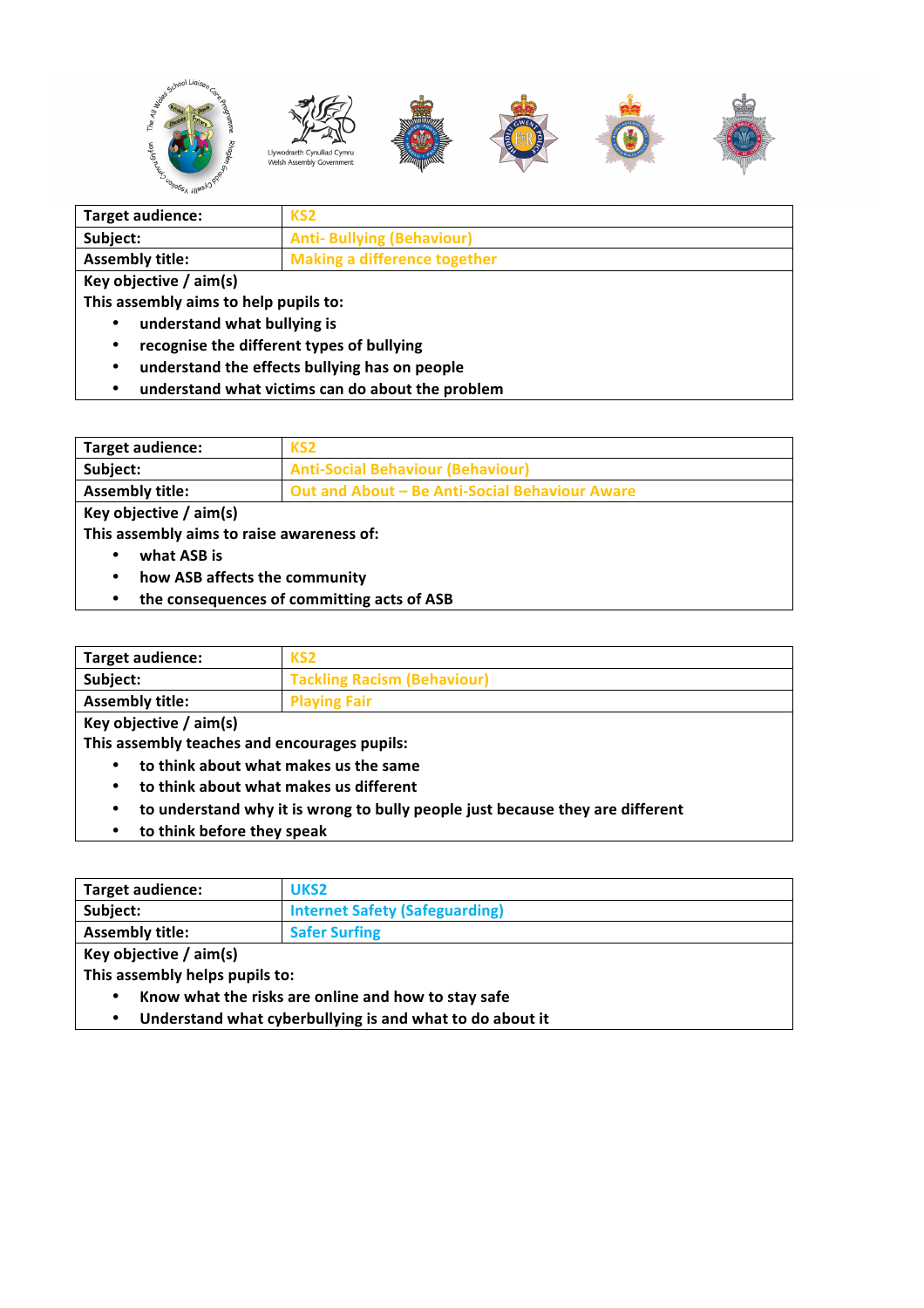| Target audience: | KS2 |
| --- | --- |
| Subject: | Anti- Bullying (Behaviour) |
| Assembly title: | Making a difference together |

**Key objective / aim(s)**

**This assembly aims to help pupils to:**

- **understand what bullying is**
- **recognise the different types of bullying**
- **understand the effects bullying has on people**
- **understand what victims can do about the problem**

| Target audience: | KS2 |
| --- | --- |
| Subject: | Anti-Social Behaviour (Behaviour) |
| Assembly title: | Out and About – Be Anti-Social Behaviour Aware |

**Key objective / aim(s)**

**This assembly aims to raise awareness of:**

- **what ASB is**
- **how ASB affects the community**
- **the consequences of committing acts of ASB**

| Target audience: | KS2 |
| --- | --- |
| Subject: | Tackling Racism (Behaviour) |
| Assembly title: | Playing Fair |

**Key objective / aim(s)**

**This assembly teaches and encourages pupils:**

- **to think about what makes us the same**
- **to think about what makes us different**
- **to understand why it is wrong to bully people just because they are different**
- **to think before they speak**

| Target audience: | UKS2 |
| --- | --- |
| Subject: | Internet Safety (Safeguarding) |
| Assembly title: | Safer Surfing |

**Key objective / aim(s)**

**This assembly helps pupils to:**

- **Know what the risks are online and how to stay safe**
- **Understand what cyberbullying is and what to do about it**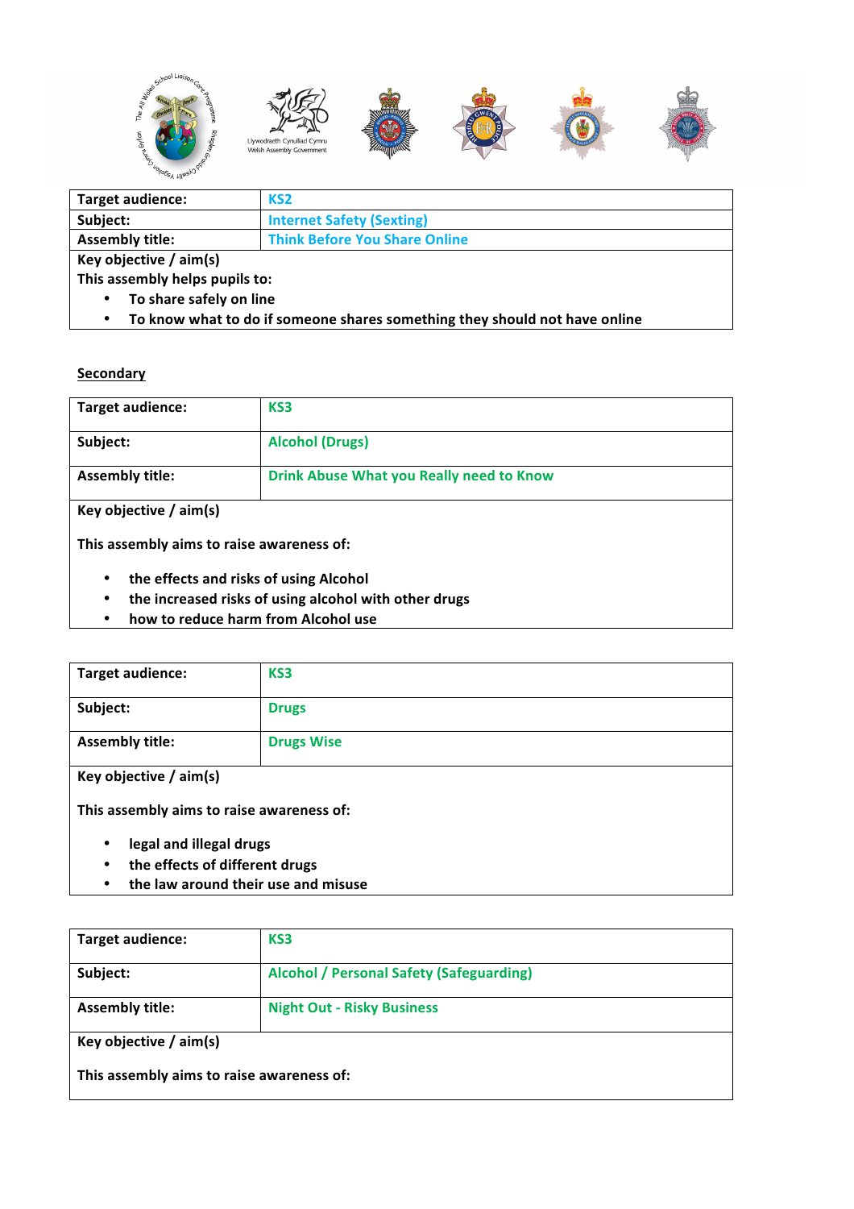| Target audience: | KS2 |
|---|---|
| Subject: | Internet Safety (Sexting) |
| Assembly title: | Think Before You Share Online |

**Key objective / aim(s)**

**This assembly helps pupils to:**

- **To share safely on line**
- **To know what to do if someone shares something they should not have online**

## Secondary

| Target audience: | KS3 |
|---|---|
| Subject: | Alcohol (Drugs) |
| Assembly title: | Drink Abuse What you Really need to Know |

**Key objective / aim(s)**

**This assembly aims to raise awareness of:**

- **the effects and risks of using Alcohol**
- **the increased risks of using alcohol with other drugs**
- **how to reduce harm from Alcohol use**

| Target audience: | KS3 |
|---|---|
| Subject: | Drugs |
| Assembly title: | Drugs Wise |

**Key objective / aim(s)**

**This assembly aims to raise awareness of:**

- **legal and illegal drugs**
- **the effects of different drugs**
- **the law around their use and misuse**

| Target audience: | KS3 |
|---|---|
| Subject: | Alcohol / Personal Safety (Safeguarding) |
| Assembly title: | Night Out - Risky Business |

**Key objective / aim(s)**

**This assembly aims to raise awareness of:**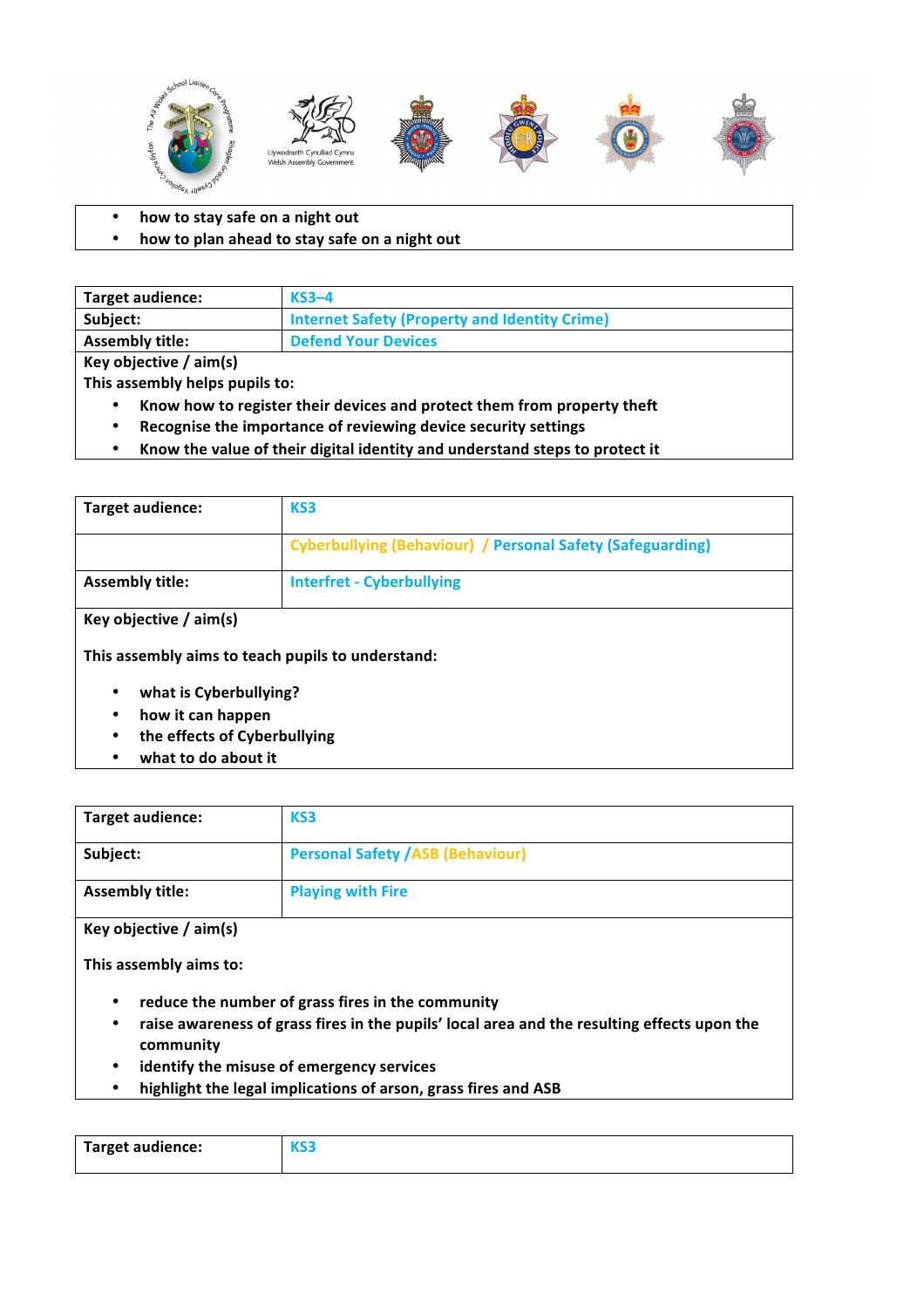- how to stay safe on a night out
- how to plan ahead to stay safe on a night out

| Target audience: | KS3–4 |
|---|---|
| Subject: | Internet Safety (Property and Identity Crime) |
| Assembly title: | Defend Your Devices |

**Key objective / aim(s)**

**This assembly helps pupils to:**

- Know how to register their devices and protect them from property theft
- Recognise the importance of reviewing device security settings
- Know the value of their digital identity and understand steps to protect it

| Target audience: | KS3 |
|---|---|
| | Cyberbullying (Behaviour) / Personal Safety (Safeguarding) |
| Assembly title: | Interfret - Cyberbullying |

**Key objective / aim(s)**

**This assembly aims to teach pupils to understand:**

- what is Cyberbullying?
- how it can happen
- the effects of Cyberbullying
- what to do about it

| Target audience: | KS3 |
|---|---|
| Subject: | Personal Safety /ASB (Behaviour) |
| Assembly title: | Playing with Fire |

**Key objective / aim(s)**

**This assembly aims to:**

- reduce the number of grass fires in the community
- raise awareness of grass fires in the pupils' local area and the resulting effects upon the community
- identify the misuse of emergency services
- highlight the legal implications of arson, grass fires and ASB

| Target audience: | KS3 |
|---|---|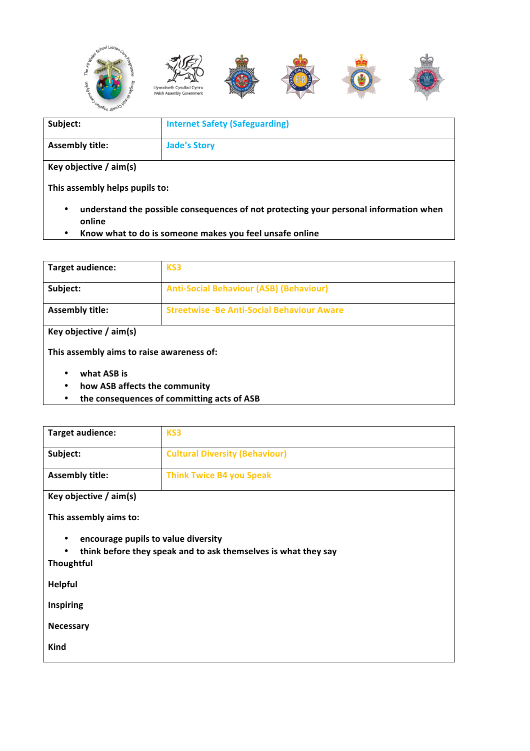| Subject: | Internet Safety (Safeguarding) |
|---|---|
| Assembly title: | Jade's Story |

**Key objective / aim(s)**

**This assembly helps pupils to:**

- **understand the possible consequences of not protecting your personal information when online**
- **Know what to do is someone makes you feel unsafe online**

| Target audience: | KS3 |
|---|---|
| Subject: | Anti-Social Behaviour (ASB) (Behaviour) |
| Assembly title: | Streetwise -Be Anti-Social Behaviour Aware |

**Key objective / aim(s)**

**This assembly aims to raise awareness of:**

- **what ASB is**
- **how ASB affects the community**
- **the consequences of committing acts of ASB**

| Target audience: | KS3 |
|---|---|
| Subject: | Cultural Diversity (Behaviour) |
| Assembly title: | Think Twice B4 you Speak |

**Key objective / aim(s)**

**This assembly aims to:**

- **encourage pupils to value diversity**
- **think before they speak and to ask themselves is what they say**

**Thoughtful**

**Helpful**

**Inspiring**

**Necessary**

**Kind**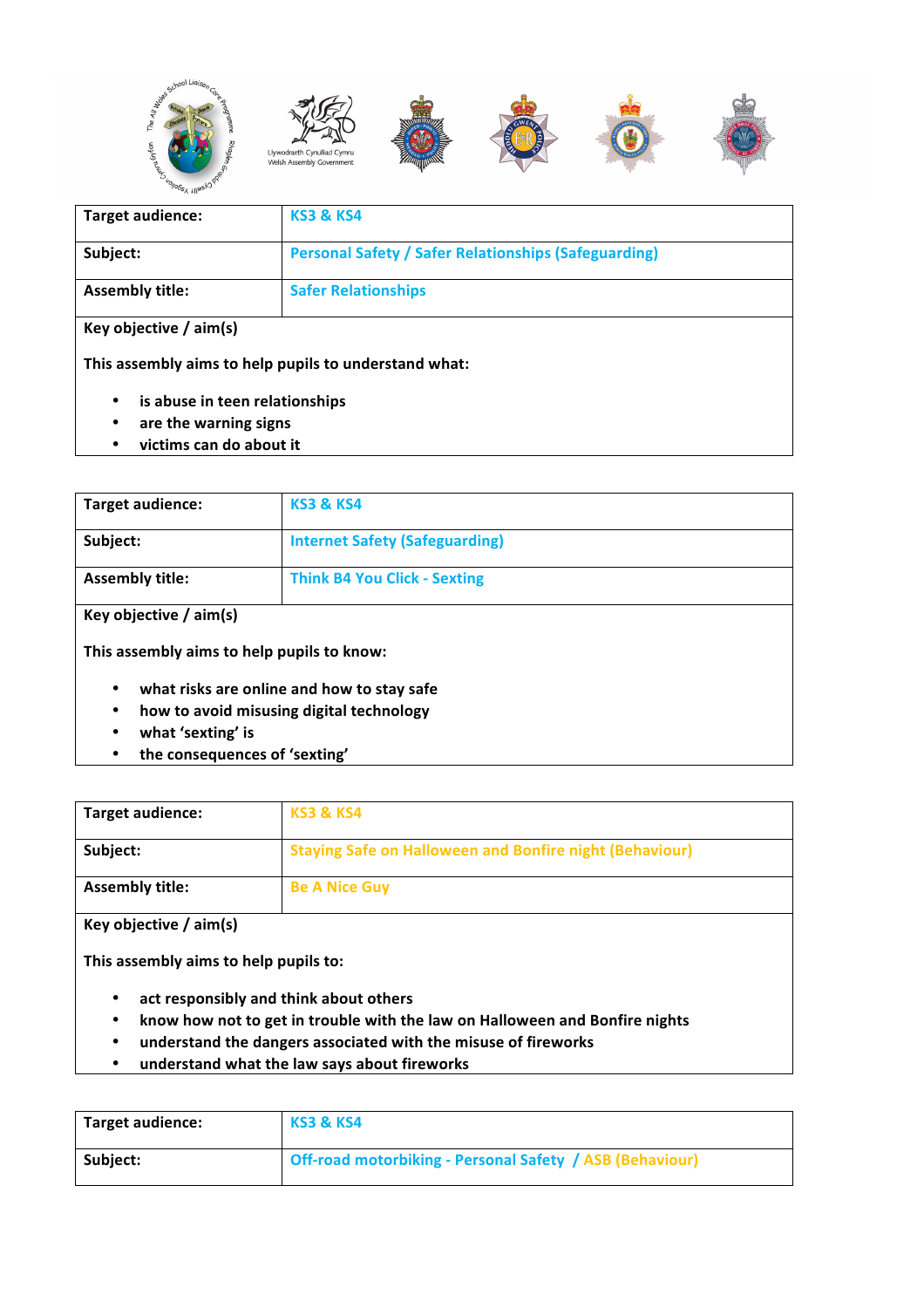| Target audience: | KS3 & KS4 |
|---|---|
| Subject: | Personal Safety / Safer Relationships (Safeguarding) |
| Assembly title: | Safer Relationships |

**Key objective / aim(s)**

**This assembly aims to help pupils to understand what:**

- **is abuse in teen relationships**
- **are the warning signs**
- **victims can do about it**

| Target audience: | KS3 & KS4 |
|---|---|
| Subject: | Internet Safety (Safeguarding) |
| Assembly title: | Think B4 You Click - Sexting |

**Key objective / aim(s)**

**This assembly aims to help pupils to know:**

- **what risks are online and how to stay safe**
- **how to avoid misusing digital technology**
- **what 'sexting' is**
- **the consequences of 'sexting'**

| Target audience: | KS3 & KS4 |
|---|---|
| Subject: | Staying Safe on Halloween and Bonfire night (Behaviour) |
| Assembly title: | Be A Nice Guy |

**Key objective / aim(s)**

**This assembly aims to help pupils to:**

- **act responsibly and think about others**
- **know how not to get in trouble with the law on Halloween and Bonfire nights**
- **understand the dangers associated with the misuse of fireworks**
- **understand what the law says about fireworks**

| Target audience: | KS3 & KS4 |
|---|---|
| Subject: | Off-road motorbiking - Personal Safety / ASB (Behaviour) |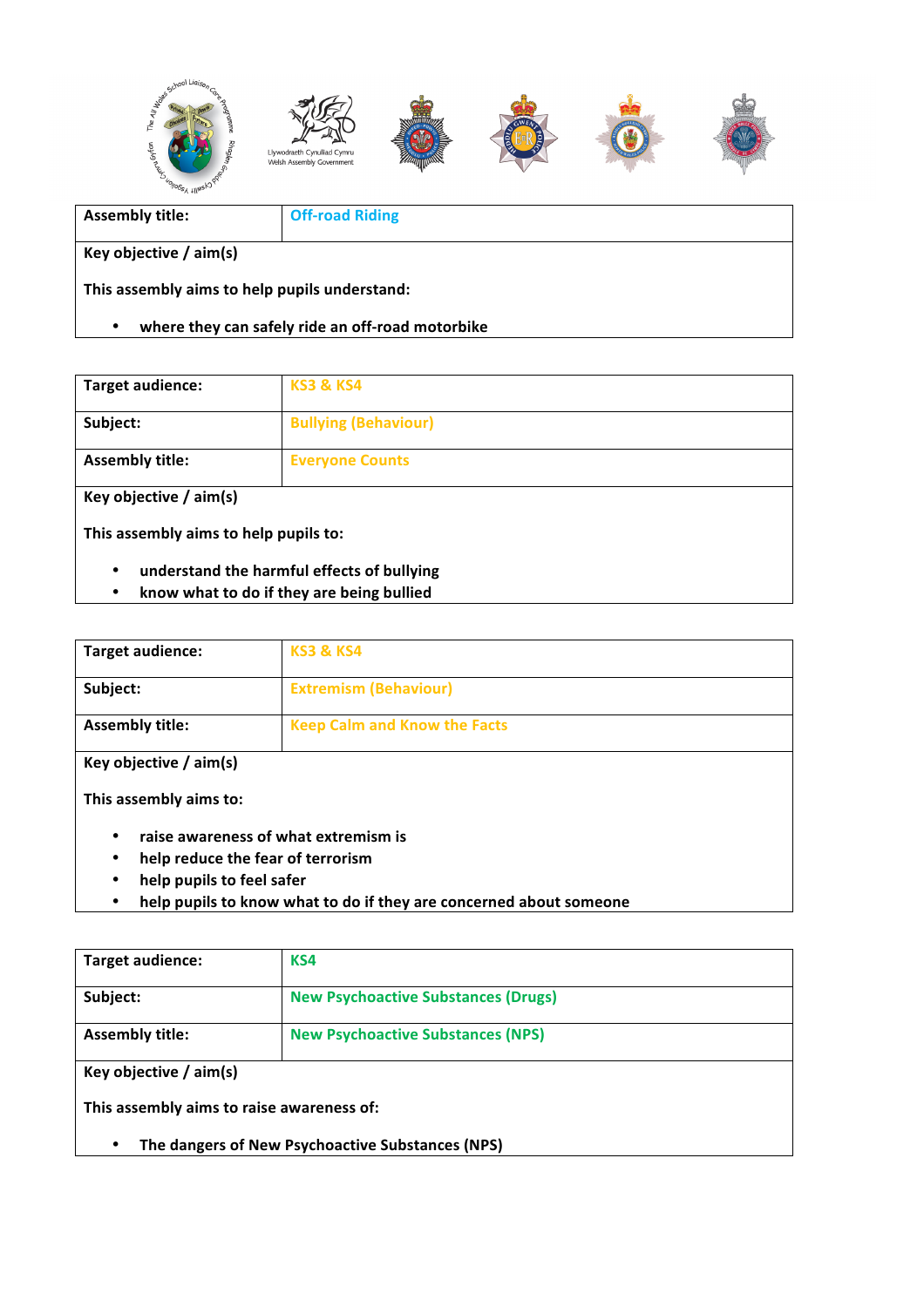| Assembly title: | Off-road Riding |
|---|---|
| **Key objective / aim(s)**<br><br>**This assembly aims to help pupils understand:**<br><br>• where they can safely ride an off-road motorbike | |

| Target audience: | KS3 & KS4 |
|---|---|
| **Subject:** | Bullying (Behaviour) |
| **Assembly title:** | Everyone Counts |
| **Key objective / aim(s)**<br><br>**This assembly aims to help pupils to:**<br><br>• understand the harmful effects of bullying<br>• know what to do if they are being bullied | |

| Target audience: | KS3 & KS4 |
|---|---|
| **Subject:** | Extremism (Behaviour) |
| **Assembly title:** | Keep Calm and Know the Facts |
| **Key objective / aim(s)**<br><br>**This assembly aims to:**<br><br>• raise awareness of what extremism is<br>• help reduce the fear of terrorism<br>• help pupils to feel safer<br>• help pupils to know what to do if they are concerned about someone | |

| Target audience: | KS4 |
|---|---|
| **Subject:** | New Psychoactive Substances (Drugs) |
| **Assembly title:** | New Psychoactive Substances (NPS) |
| **Key objective / aim(s)**<br><br>**This assembly aims to raise awareness of:**<br><br>• The dangers of New Psychoactive Substances (NPS) | |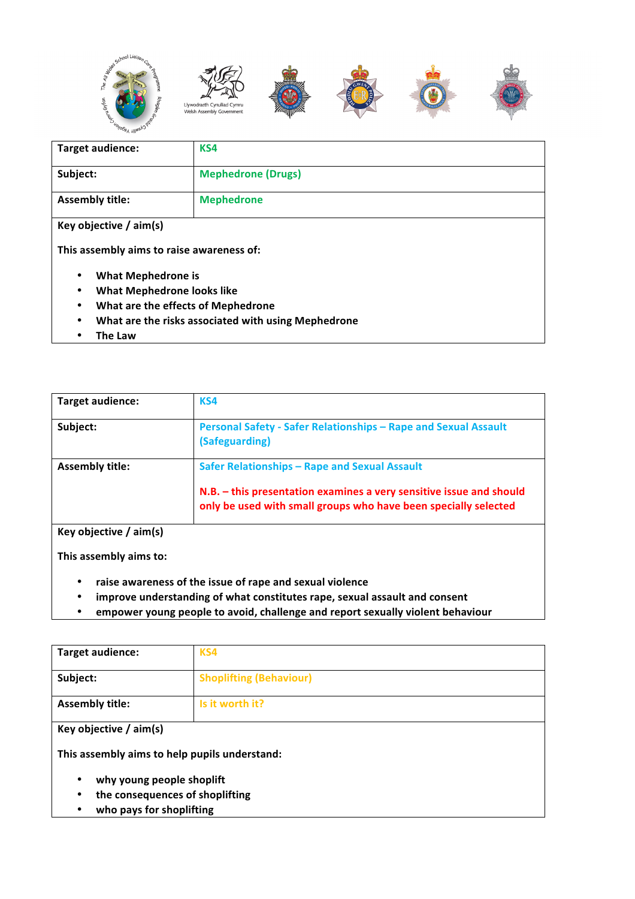| Target audience: | KS4 |
| --- | --- |
| Subject: | Mephedrone (Drugs) |
| Assembly title: | Mephedrone |

**Key objective / aim(s)**

**This assembly aims to raise awareness of:**

- **What Mephedrone is**
- **What Mephedrone looks like**
- **What are the effects of Mephedrone**
- **What are the risks associated with using Mephedrone**
- **The Law**

| Target audience: | KS4 |
| --- | --- |
| Subject: | Personal Safety - Safer Relationships – Rape and Sexual Assault (Safeguarding) |
| Assembly title: | Safer Relationships – Rape and Sexual Assault<br><br>N.B. – this presentation examines a very sensitive issue and should only be used with small groups who have been specially selected |

**Key objective / aim(s)**

**This assembly aims to:**

- **raise awareness of the issue of rape and sexual violence**
- **improve understanding of what constitutes rape, sexual assault and consent**
- **empower young people to avoid, challenge and report sexually violent behaviour**

| Target audience: | KS4 |
| --- | --- |
| Subject: | Shoplifting (Behaviour) |
| Assembly title: | Is it worth it? |

**Key objective / aim(s)**

**This assembly aims to help pupils understand:**

- **why young people shoplift**
- **the consequences of shoplifting**
- **who pays for shoplifting**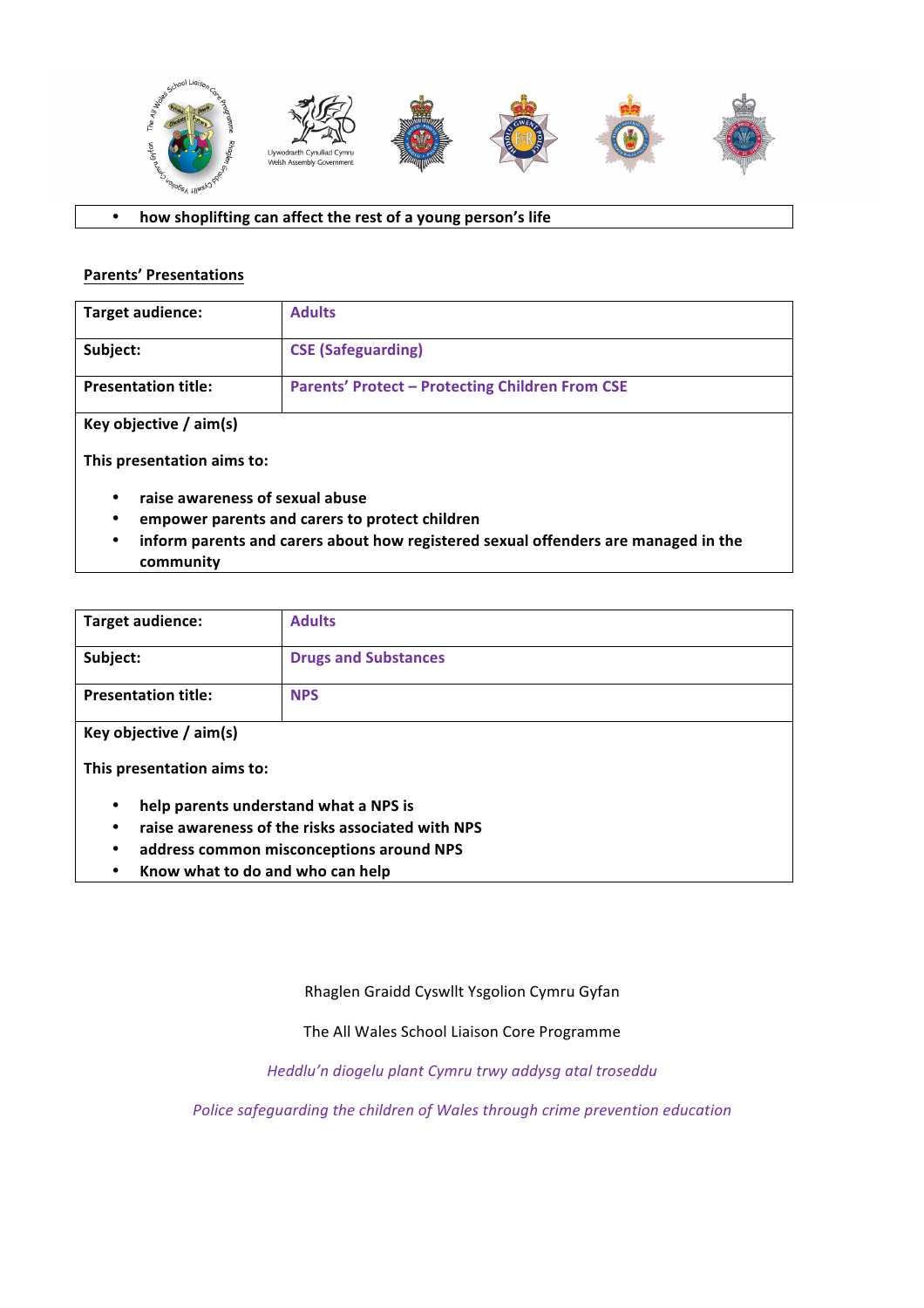- how shoplifting can affect the rest of a young person's life

**Parents' Presentations**

| | |
|---|---|
| **Target audience:** | **Adults** |
| **Subject:** | **CSE (Safeguarding)** |
| **Presentation title:** | **Parents' Protect – Protecting Children From CSE** |

**Key objective / aim(s)**

**This presentation aims to:**

- **raise awareness of sexual abuse**
- **empower parents and carers to protect children**
- **inform parents and carers about how registered sexual offenders are managed in the community**

| | |
|---|---|
| **Target audience:** | **Adults** |
| **Subject:** | **Drugs and Substances** |
| **Presentation title:** | **NPS** |

**Key objective / aim(s)**

**This presentation aims to:**

- **help parents understand what a NPS is**
- **raise awareness of the risks associated with NPS**
- **address common misconceptions around NPS**
- **Know what to do and who can help**

Rhaglen Graidd Cyswllt Ysgolion Cymru Gyfan

The All Wales School Liaison Core Programme

*Heddlu'n diogelu plant Cymru trwy addysg atal troseddu*

*Police safeguarding the children of Wales through crime prevention education*